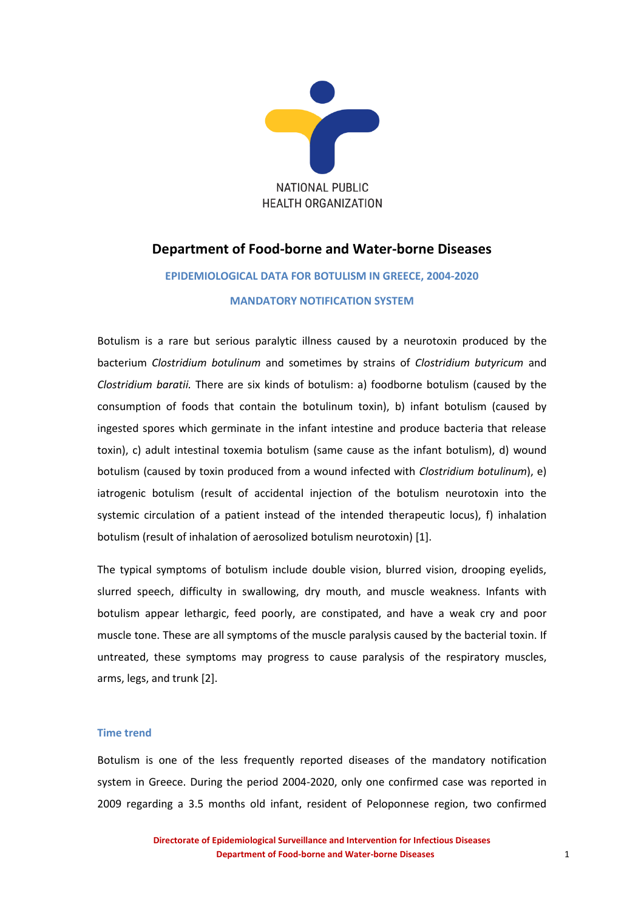NATIONAL PUBLIC HEALTH ORGANIZATION

# Department of Food-borne and Water-borne Diseases

## EPIDEMIOLOGICAL DATA FOR BOTULISM IN GREECE, 2004-2020

## MANDATORY NOTIFICATION SYSTEM

Botulism is a rare but serious paralytic illness caused by a neurotoxin produced by the bacterium *Clostridium botulinum* and sometimes by strains of *Clostridium butyricum* and *Clostridium baratii.* There are six kinds of botulism: a) foodborne botulism (caused by the consumption of foods that contain the botulinum toxin), b) infant botulism (caused by ingested spores which germinate in the infant intestine and produce bacteria that release toxin), c) adult intestinal toxemia botulism (same cause as the infant botulism), d) wound botulism (caused by toxin produced from a wound infected with *Clostridium botulinum*), e) iatrogenic botulism (result of accidental injection of the botulism neurotoxin into the systemic circulation of a patient instead of the intended therapeutic locus), f) inhalation botulism (result of inhalation of aerosolized botulism neurotoxin) [1].

The typical symptoms of botulism include double vision, blurred vision, drooping eyelids, slurred speech, difficulty in swallowing, dry mouth, and muscle weakness. Infants with botulism appear lethargic, feed poorly, are constipated, and have a weak cry and poor muscle tone. These are all symptoms of the muscle paralysis caused by the bacterial toxin. If untreated, these symptoms may progress to cause paralysis of the respiratory muscles, arms, legs, and trunk [2].

### Time trend

Botulism is one of the less frequently reported diseases of the mandatory notification system in Greece. During the period 2004-2020, only one confirmed case was reported in 2009 regarding a 3.5 months old infant, resident of Peloponnese region, two confirmed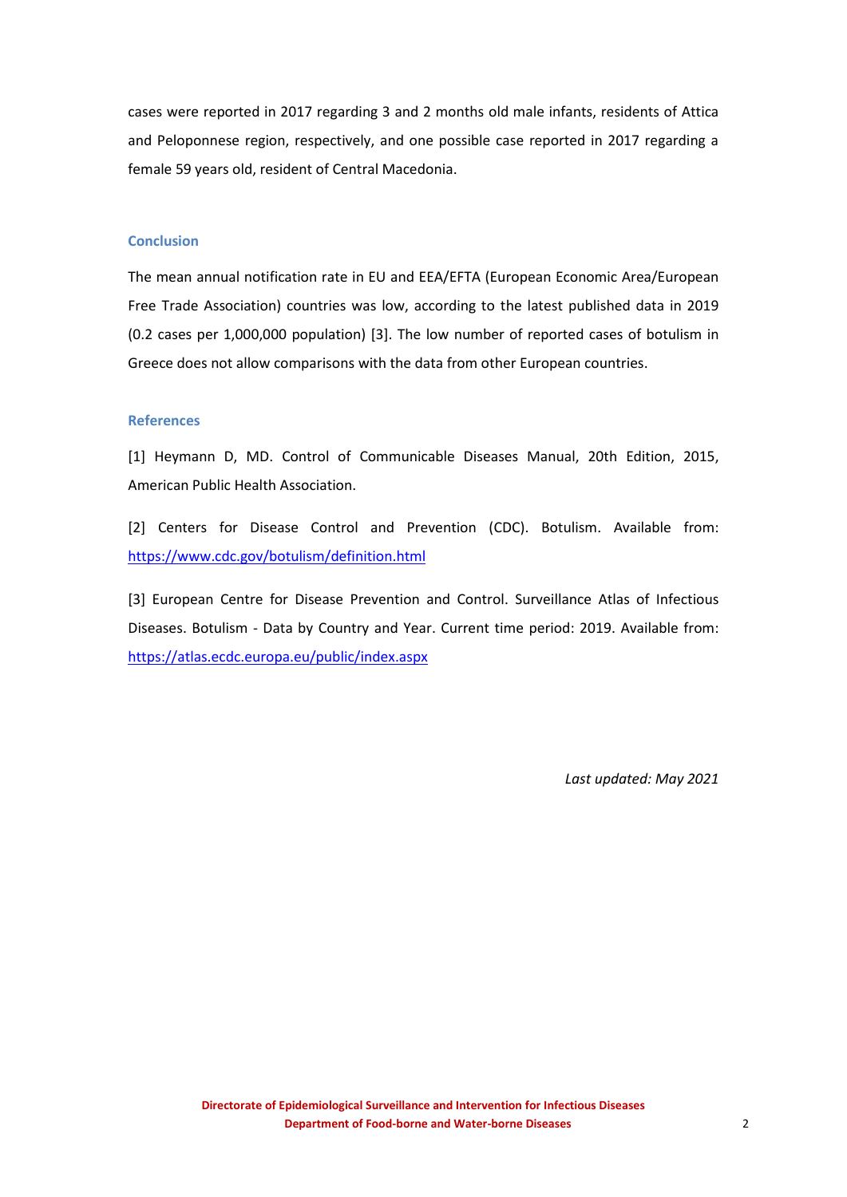cases were reported in 2017 regarding 3 and 2 months old male infants, residents of Attica and Peloponnese region, respectively, and one possible case reported in 2017 regarding a female 59 years old, resident of Central Macedonia.

## Conclusion

The mean annual notification rate in EU and EEA/EFTA (European Economic Area/European Free Trade Association) countries was low, according to the latest published data in 2019 (0.2 cases per 1,000,000 population) [3]. The low number of reported cases of botulism in Greece does not allow comparisons with the data from other European countries.

## References

[1] Heymann D, MD. Control of Communicable Diseases Manual, 20th Edition, 2015, American Public Health Association.

[2] Centers for Disease Control and Prevention (CDC). Botulism. Available from: https://www.cdc.gov/botulism/definition.html

[3] European Centre for Disease Prevention and Control. Surveillance Atlas of Infectious Diseases. Botulism - Data by Country and Year. Current time period: 2019. Available from: https://atlas.ecdc.europa.eu/public/index.aspx

*Last updated: May 2021*